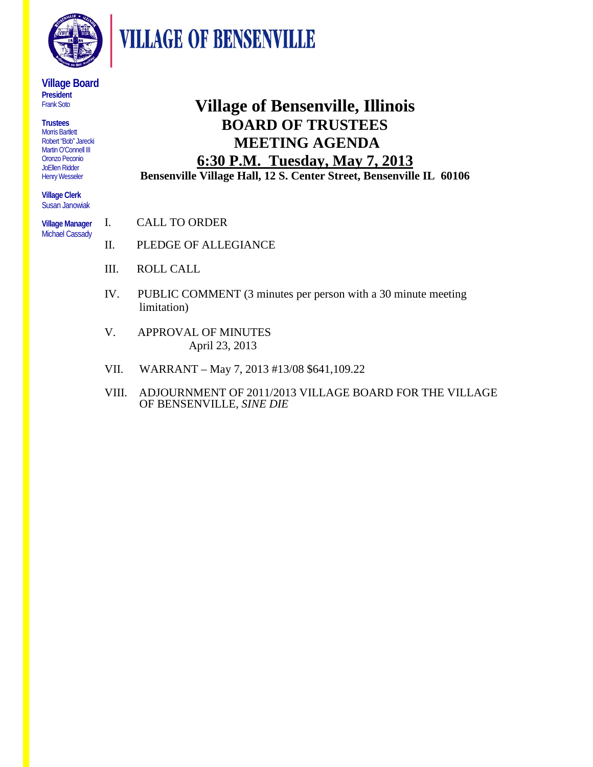# VILLAGE OF BENSENVILLE

**Village Board**
**President**
Frank Soto

**Trustees**
Morris Bartlett
Robert "Bob" Jarecki
Martin O'Connell III
Oronzo Peconio
JoEllen Ridder
Henry Wesseler

**Village Clerk**
Susan Janowiak

**Village Manager**
Michael Cassady

# Village of Bensenville, Illinois
## BOARD OF TRUSTEES
## MEETING AGENDA
## 6:30 P.M. Tuesday, May 7, 2013
**Bensenville Village Hall, 12 S. Center Street, Bensenville IL 60106**

I. CALL TO ORDER

II. PLEDGE OF ALLEGIANCE

III. ROLL CALL

IV. PUBLIC COMMENT (3 minutes per person with a 30 minute meeting limitation)

V. APPROVAL OF MINUTES
April 23, 2013

VII. WARRANT – May 7, 2013 #13/08 $641,109.22

VIII. ADJOURNMENT OF 2011/2013 VILLAGE BOARD FOR THE VILLAGE OF BENSENVILLE, *SINE DIE*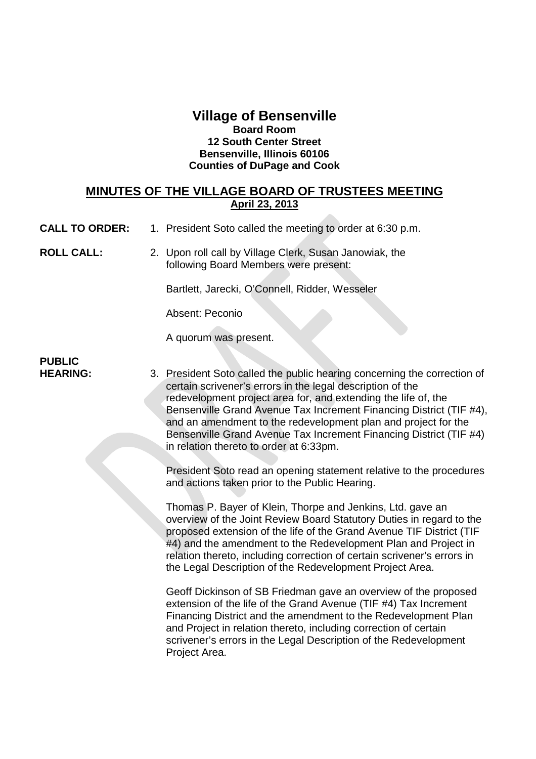# Village of Bensenville

**Board Room**
**12 South Center Street**
**Bensenville, Illinois 60106**
**Counties of DuPage and Cook**

## MINUTES OF THE VILLAGE BOARD OF TRUSTEES MEETING

**April 23, 2013**

**CALL TO ORDER:** 1. President Soto called the meeting to order at 6:30 p.m.

**ROLL CALL:** 2. Upon roll call by Village Clerk, Susan Janowiak, the following Board Members were present:

Bartlett, Jarecki, O'Connell, Ridder, Wesseler

Absent: Peconio

A quorum was present.

**PUBLIC HEARING:** 3. President Soto called the public hearing concerning the correction of certain scrivener's errors in the legal description of the redevelopment project area for, and extending the life of, the Bensenville Grand Avenue Tax Increment Financing District (TIF #4), and an amendment to the redevelopment plan and project for the Bensenville Grand Avenue Tax Increment Financing District (TIF #4) in relation thereto to order at 6:33pm.

President Soto read an opening statement relative to the procedures and actions taken prior to the Public Hearing.

Thomas P. Bayer of Klein, Thorpe and Jenkins, Ltd. gave an overview of the Joint Review Board Statutory Duties in regard to the proposed extension of the life of the Grand Avenue TIF District (TIF #4) and the amendment to the Redevelopment Plan and Project in relation thereto, including correction of certain scrivener's errors in the Legal Description of the Redevelopment Project Area.

Geoff Dickinson of SB Friedman gave an overview of the proposed extension of the life of the Grand Avenue (TIF #4) Tax Increment Financing District and the amendment to the Redevelopment Plan and Project in relation thereto, including correction of certain scrivener's errors in the Legal Description of the Redevelopment Project Area.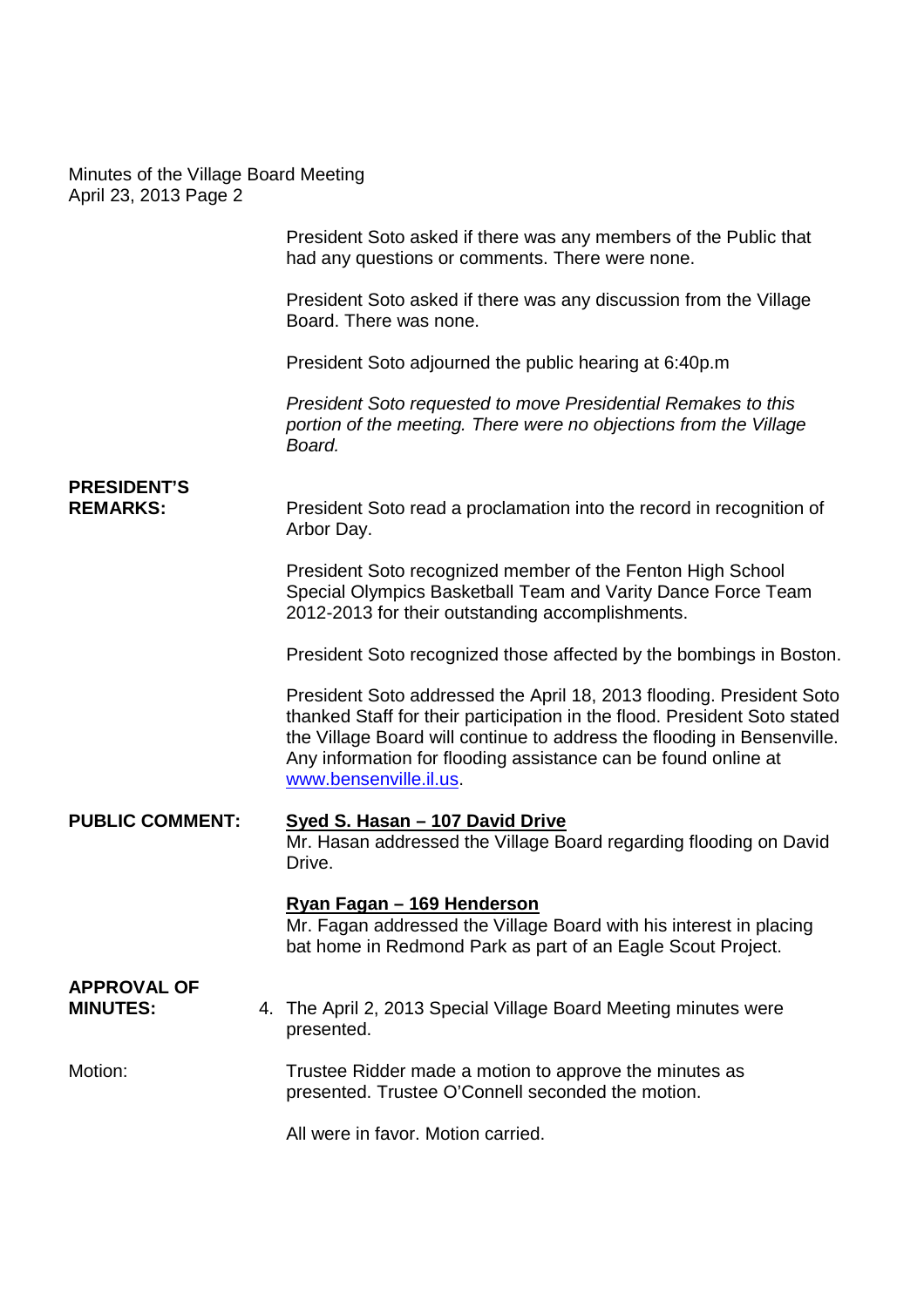President Soto asked if there was any members of the Public that had any questions or comments. There were none.

President Soto asked if there was any discussion from the Village Board. There was none.

President Soto adjourned the public hearing at 6:40p.m

*President Soto requested to move Presidential Remakes to this portion of the meeting. There were no objections from the Village Board.*

**PRESIDENT'S REMARKS:** President Soto read a proclamation into the record in recognition of Arbor Day.

President Soto recognized member of the Fenton High School Special Olympics Basketball Team and Varity Dance Force Team 2012-2013 for their outstanding accomplishments.

President Soto recognized those affected by the bombings in Boston.

President Soto addressed the April 18, 2013 flooding. President Soto thanked Staff for their participation in the flood. President Soto stated the Village Board will continue to address the flooding in Bensenville. Any information for flooding assistance can be found online at [www.bensenville.il.us](http://www.bensenville.il.us).

**PUBLIC COMMENT:** **Syed S. Hasan – 107 David Drive**
Mr. Hasan addressed the Village Board regarding flooding on David Drive.

**Ryan Fagan – 169 Henderson**
Mr. Fagan addressed the Village Board with his interest in placing bat home in Redmond Park as part of an Eagle Scout Project.

**APPROVAL OF MINUTES:**

4. The April 2, 2013 Special Village Board Meeting minutes were presented.

Motion: Trustee Ridder made a motion to approve the minutes as presented. Trustee O'Connell seconded the motion.

All were in favor. Motion carried.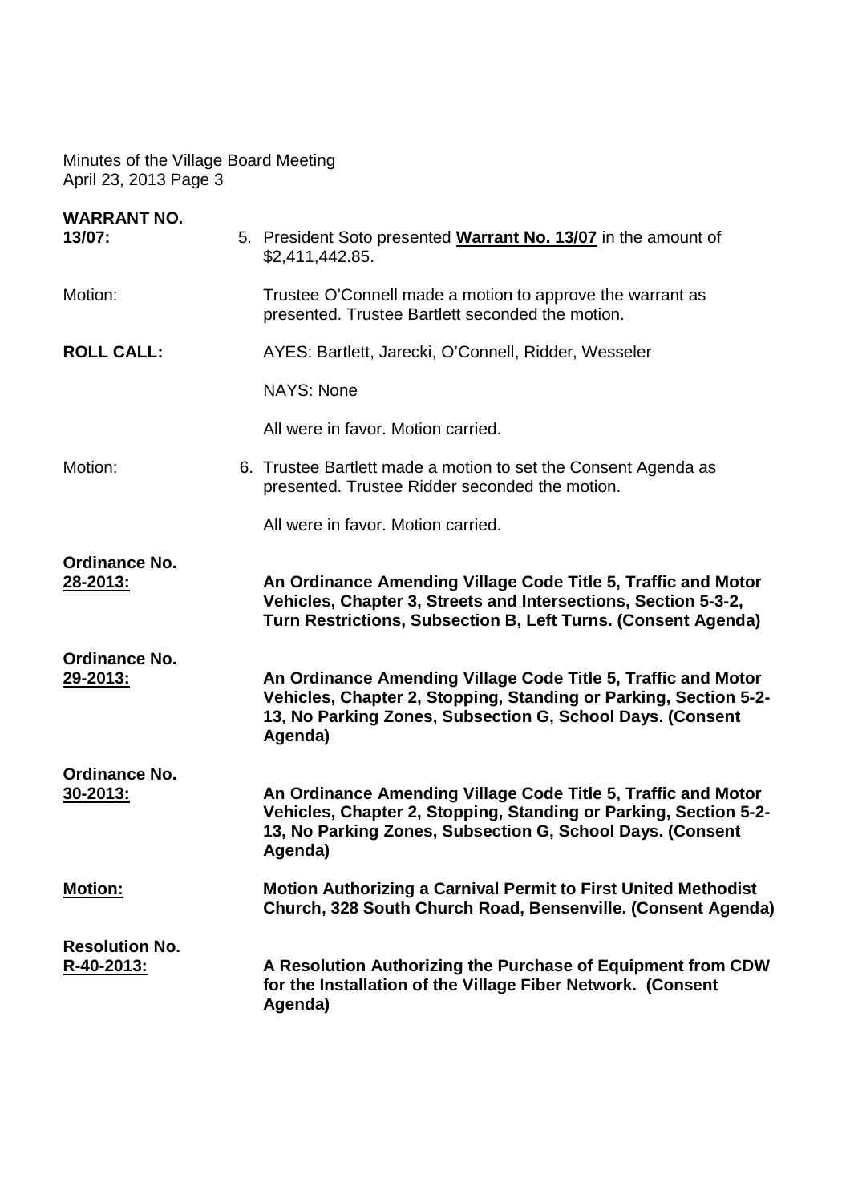**WARRANT NO. 13/07:** 5. President Soto presented **Warrant No. 13/07** in the amount of $2,411,442.85.

Motion: Trustee O'Connell made a motion to approve the warrant as presented. Trustee Bartlett seconded the motion.

**ROLL CALL:** AYES: Bartlett, Jarecki, O'Connell, Ridder, Wesseler

NAYS: None

All were in favor. Motion carried.

Motion: 6. Trustee Bartlett made a motion to set the Consent Agenda as presented. Trustee Ridder seconded the motion.

All were in favor. Motion carried.

**Ordinance No. 28-2013:** **An Ordinance Amending Village Code Title 5, Traffic and Motor Vehicles, Chapter 3, Streets and Intersections, Section 5-3-2, Turn Restrictions, Subsection B, Left Turns. (Consent Agenda)**

**Ordinance No. 29-2013:** **An Ordinance Amending Village Code Title 5, Traffic and Motor Vehicles, Chapter 2, Stopping, Standing or Parking, Section 5-2-13, No Parking Zones, Subsection G, School Days. (Consent Agenda)**

**Ordinance No. 30-2013:** **An Ordinance Amending Village Code Title 5, Traffic and Motor Vehicles, Chapter 2, Stopping, Standing or Parking, Section 5-2-13, No Parking Zones, Subsection G, School Days. (Consent Agenda)**

**Motion:** **Motion Authorizing a Carnival Permit to First United Methodist Church, 328 South Church Road, Bensenville. (Consent Agenda)**

**Resolution No. R-40-2013:** **A Resolution Authorizing the Purchase of Equipment from CDW for the Installation of the Village Fiber Network. (Consent Agenda)**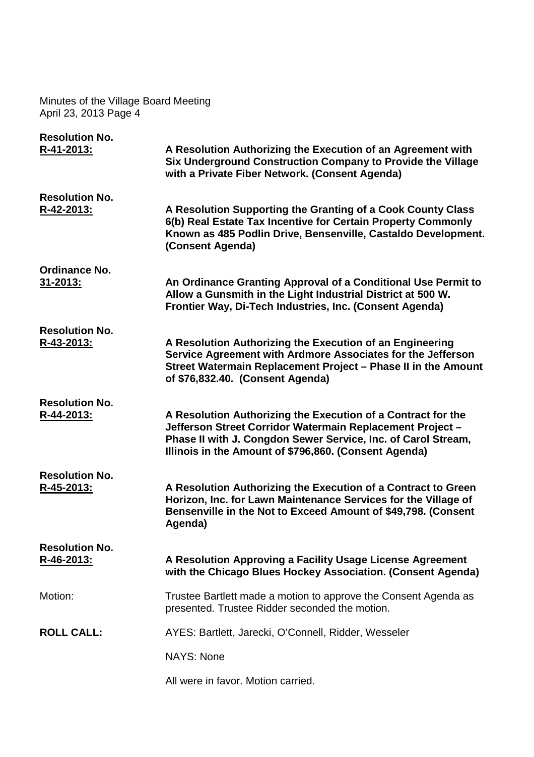**Resolution No. R-41-2013:** **A Resolution Authorizing the Execution of an Agreement with Six Underground Construction Company to Provide the Village with a Private Fiber Network. (Consent Agenda)**

**Resolution No. R-42-2013:** **A Resolution Supporting the Granting of a Cook County Class 6(b) Real Estate Tax Incentive for Certain Property Commonly Known as 485 Podlin Drive, Bensenville, Castaldo Development. (Consent Agenda)**

**Ordinance No. 31-2013:** **An Ordinance Granting Approval of a Conditional Use Permit to Allow a Gunsmith in the Light Industrial District at 500 W. Frontier Way, Di-Tech Industries, Inc. (Consent Agenda)**

**Resolution No. R-43-2013:** **A Resolution Authorizing the Execution of an Engineering Service Agreement with Ardmore Associates for the Jefferson Street Watermain Replacement Project – Phase II in the Amount of $76,832.40. (Consent Agenda)**

**Resolution No. R-44-2013:** **A Resolution Authorizing the Execution of a Contract for the Jefferson Street Corridor Watermain Replacement Project – Phase II with J. Congdon Sewer Service, Inc. of Carol Stream, Illinois in the Amount of $796,860. (Consent Agenda)**

**Resolution No. R-45-2013:** **A Resolution Authorizing the Execution of a Contract to Green Horizon, Inc. for Lawn Maintenance Services for the Village of Bensenville in the Not to Exceed Amount of $49,798. (Consent Agenda)**

**Resolution No. R-46-2013:** **A Resolution Approving a Facility Usage License Agreement with the Chicago Blues Hockey Association. (Consent Agenda)**

Motion: Trustee Bartlett made a motion to approve the Consent Agenda as presented. Trustee Ridder seconded the motion.

**ROLL CALL:** AYES: Bartlett, Jarecki, O'Connell, Ridder, Wesseler

NAYS: None

All were in favor. Motion carried.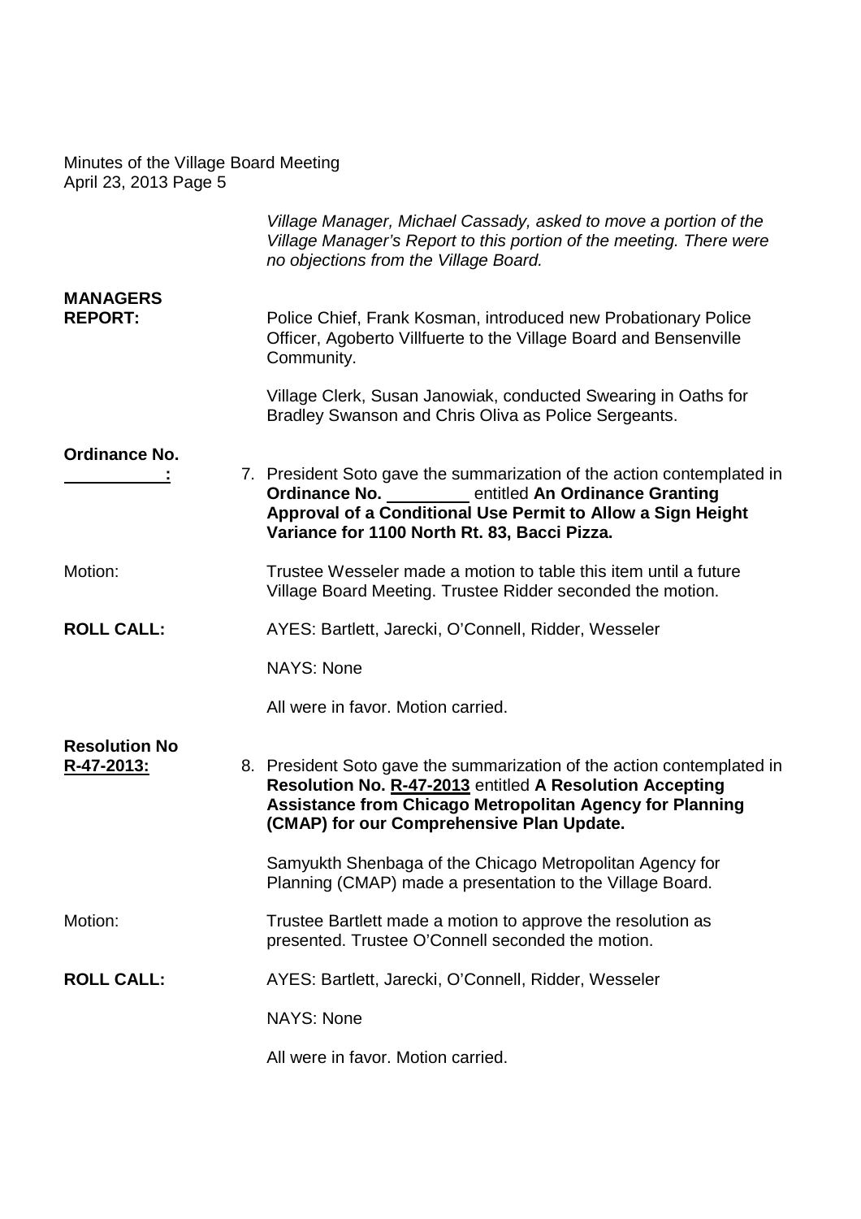*Village Manager, Michael Cassady, asked to move a portion of the Village Manager's Report to this portion of the meeting. There were no objections from the Village Board.*

**MANAGERS REPORT:**

Police Chief, Frank Kosman, introduced new Probationary Police Officer, Agoberto Villfuerte to the Village Board and Bensenville Community.

Village Clerk, Susan Janowiak, conducted Swearing in Oaths for Bradley Swanson and Chris Oliva as Police Sergeants.

**Ordinance No. ___________:**

7. President Soto gave the summarization of the action contemplated in **Ordinance No. _________ entitled An Ordinance Granting Approval of a Conditional Use Permit to Allow a Sign Height Variance for 1100 North Rt. 83, Bacci Pizza.**

Motion: Trustee Wesseler made a motion to table this item until a future Village Board Meeting. Trustee Ridder seconded the motion.

**ROLL CALL:** AYES: Bartlett, Jarecki, O'Connell, Ridder, Wesseler

NAYS: None

All were in favor. Motion carried.

**Resolution No R-47-2013:**

8. President Soto gave the summarization of the action contemplated in **Resolution No. R-47-2013** entitled **A Resolution Accepting Assistance from Chicago Metropolitan Agency for Planning (CMAP) for our Comprehensive Plan Update.**

Samyukth Shenbaga of the Chicago Metropolitan Agency for Planning (CMAP) made a presentation to the Village Board.

Motion: Trustee Bartlett made a motion to approve the resolution as presented. Trustee O'Connell seconded the motion.

**ROLL CALL:** AYES: Bartlett, Jarecki, O'Connell, Ridder, Wesseler

NAYS: None

All were in favor. Motion carried.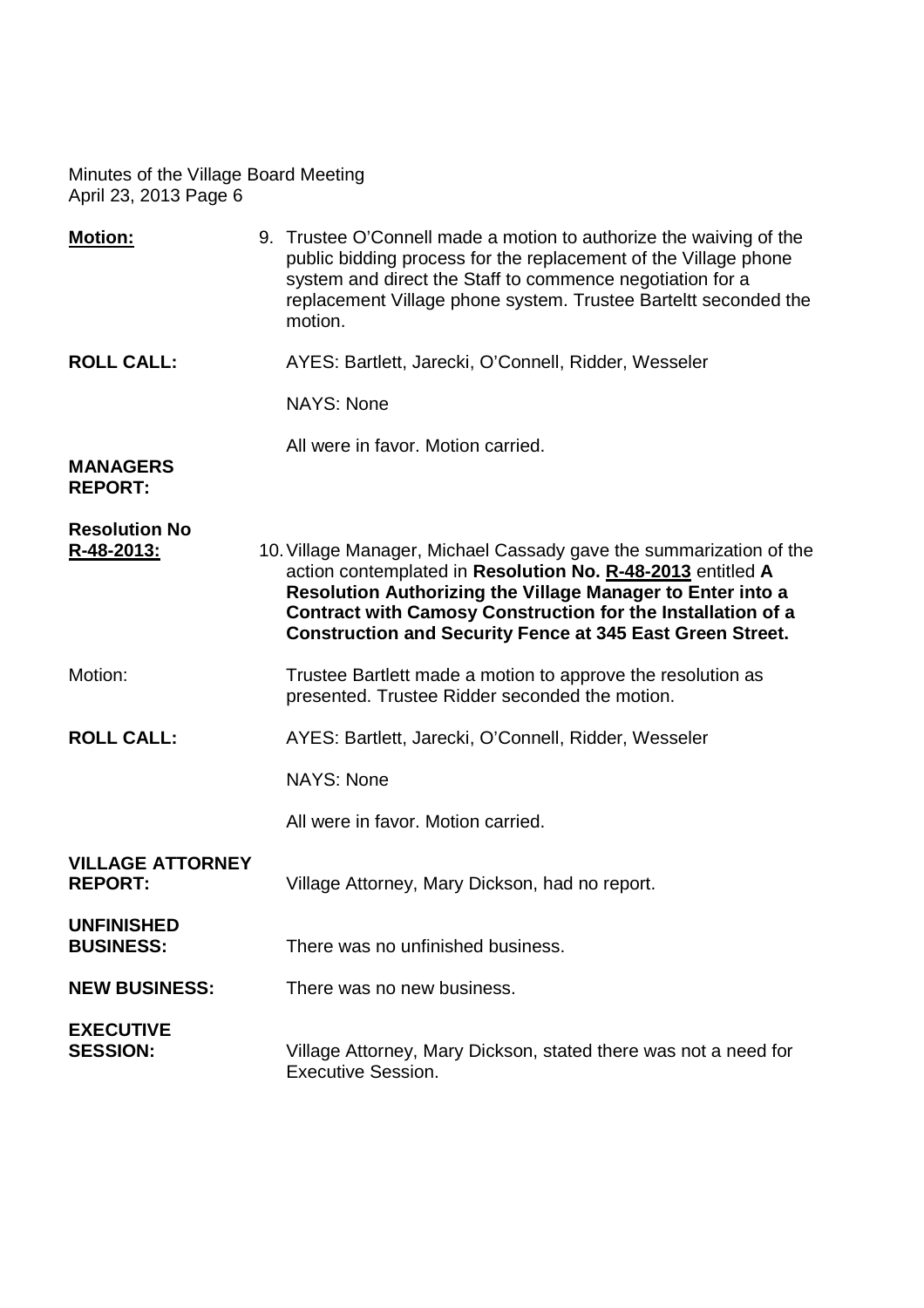**Motion:** 9. Trustee O'Connell made a motion to authorize the waiving of the public bidding process for the replacement of the Village phone system and direct the Staff to commence negotiation for a replacement Village phone system. Trustee Barteltt seconded the motion.

**ROLL CALL:** AYES: Bartlett, Jarecki, O'Connell, Ridder, Wesseler

NAYS: None

All were in favor. Motion carried.

**MANAGERS REPORT:**

**Resolution No R-48-2013:** 10. Village Manager, Michael Cassady gave the summarization of the action contemplated in **Resolution No. R-48-2013** entitled **A Resolution Authorizing the Village Manager to Enter into a Contract with Camosy Construction for the Installation of a Construction and Security Fence at 345 East Green Street.**

Motion: Trustee Bartlett made a motion to approve the resolution as presented. Trustee Ridder seconded the motion.

**ROLL CALL:** AYES: Bartlett, Jarecki, O'Connell, Ridder, Wesseler

NAYS: None

All were in favor. Motion carried.

**VILLAGE ATTORNEY REPORT:** Village Attorney, Mary Dickson, had no report.

**UNFINISHED BUSINESS:** There was no unfinished business.

**NEW BUSINESS:** There was no new business.

**EXECUTIVE SESSION:** Village Attorney, Mary Dickson, stated there was not a need for Executive Session.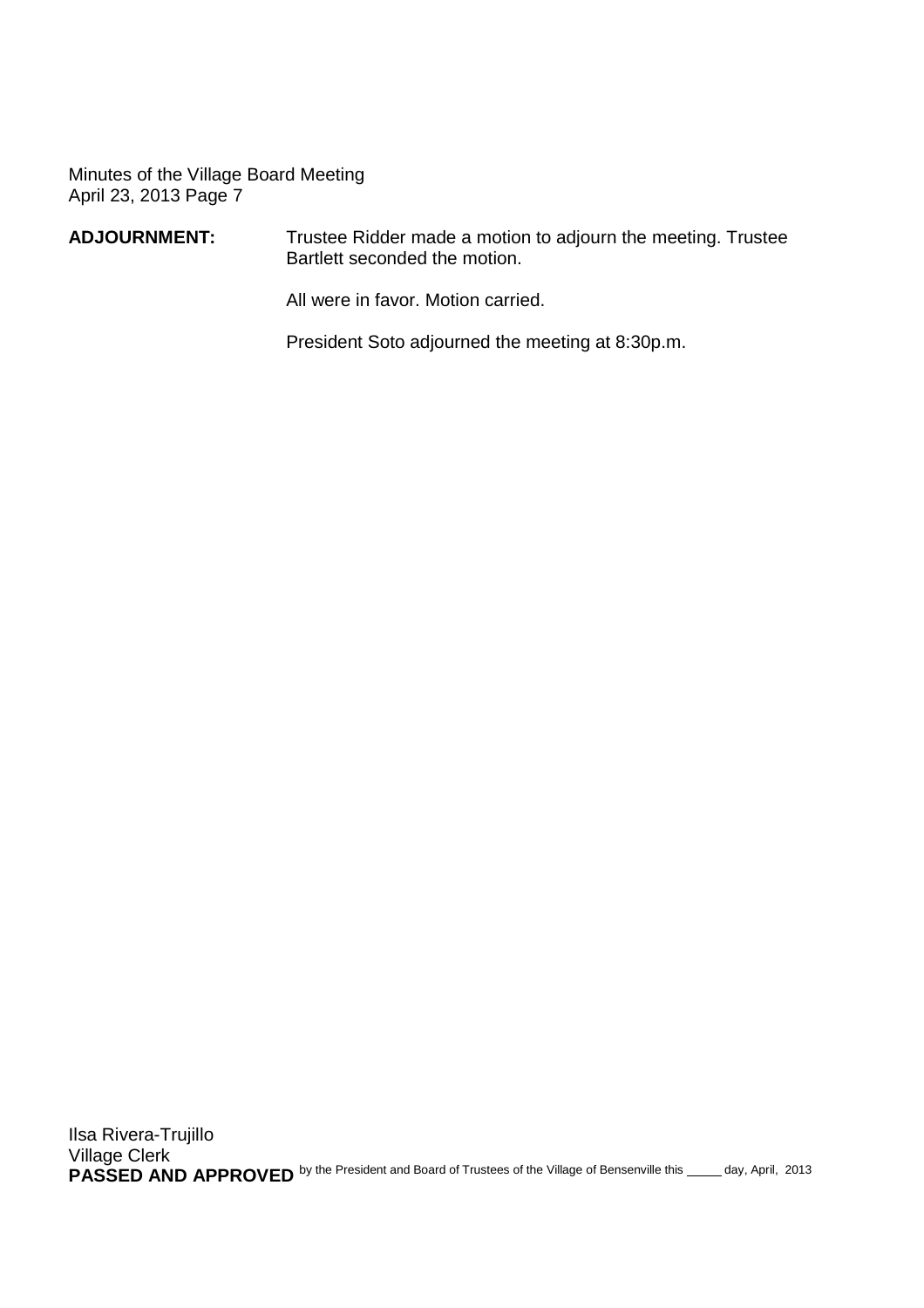**ADJOURNMENT:** Trustee Ridder made a motion to adjourn the meeting. Trustee Bartlett seconded the motion.

All were in favor. Motion carried.

President Soto adjourned the meeting at 8:30p.m.

Ilsa Rivera-Trujillo
Village Clerk
**PASSED AND APPROVED** by the President and Board of Trustees of the Village of Bensenville this _____ day, April, 2013